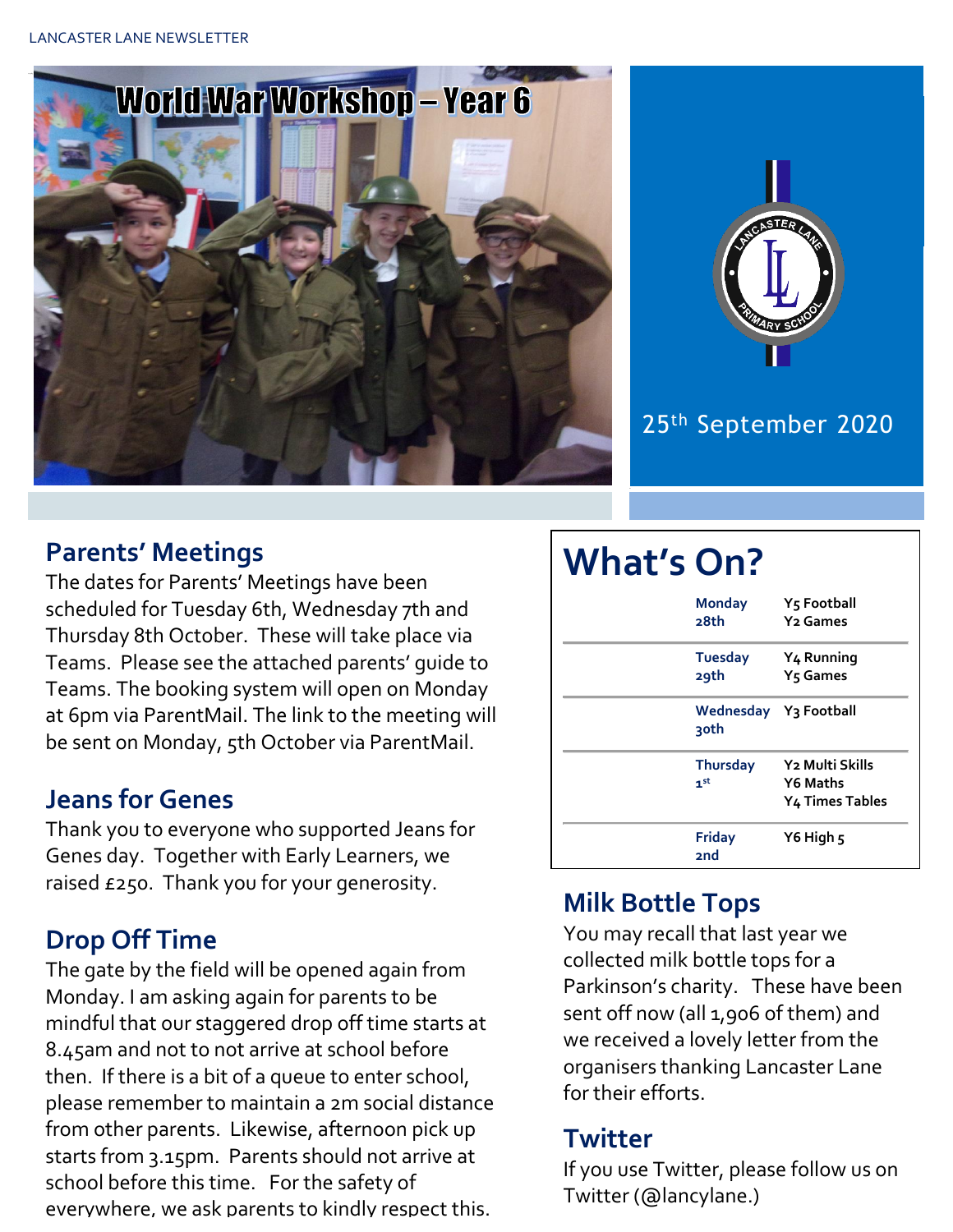# World War Workshop – Year 6

25th September 2020

## Parents' Meetings

The dates for Parents' Meetings have been scheduled for Tuesday 6th, Wednesday 7th and Thursday 8th October. These will take place via Teams. Please see the attached parents' guide to Teams. The booking system will open on Monday at 6pm via ParentMail. The link to the meeting will be sent on Monday, 5th October via ParentMail.

## Jeans for Genes

Thank you to everyone who supported Jeans for Genes day. Together with Early Learners, we raised £250. Thank you for your generosity.

## Drop Off Time

The gate by the field will be opened again from Monday. I am asking again for parents to be mindful that our staggered drop off time starts at 8.45am and not to not arrive at school before then. If there is a bit of a queue to enter school, please remember to maintain a 2m social distance from other parents. Likewise, afternoon pick up starts from 3.15pm. Parents should not arrive at school before this time. For the safety of everywhere, we ask parents to kindly respect this.

## What's On?

| Day | Activity |
|---|---|
| Monday 28th | Y5 Football<br>Y2 Games |
| Tuesday 29th | Y4 Running<br>Y5 Games |
| Wednesday 30th | Y3 Football |
| Thursday 1st | Y2 Multi Skills<br>Y6 Maths<br>Y4 Times Tables |
| Friday 2nd | Y6 High 5 |

## Milk Bottle Tops

You may recall that last year we collected milk bottle tops for a Parkinson's charity. These have been sent off now (all 1,906 of them) and we received a lovely letter from the organisers thanking Lancaster Lane for their efforts.

## Twitter

If you use Twitter, please follow us on Twitter (@lancylane.)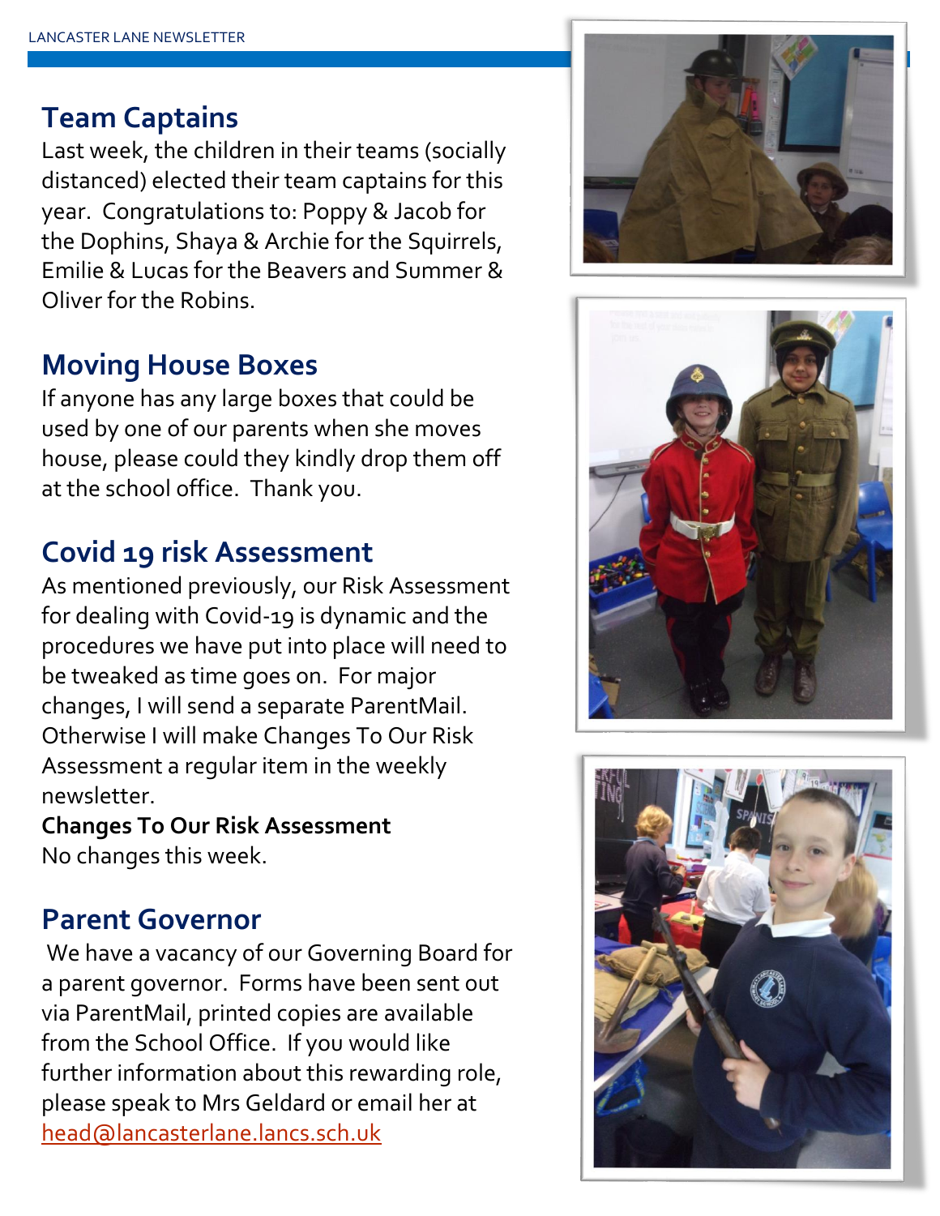## Team Captains

Last week, the children in their teams (socially distanced) elected their team captains for this year. Congratulations to: Poppy & Jacob for the Dophins, Shaya & Archie for the Squirrels, Emilie & Lucas for the Beavers and Summer & Oliver for the Robins.

## Moving House Boxes

If anyone has any large boxes that could be used by one of our parents when she moves house, please could they kindly drop them off at the school office. Thank you.

## Covid 19 risk Assessment

As mentioned previously, our Risk Assessment for dealing with Covid-19 is dynamic and the procedures we have put into place will need to be tweaked as time goes on. For major changes, I will send a separate ParentMail. Otherwise I will make Changes To Our Risk Assessment a regular item in the weekly newsletter.

**Changes To Our Risk Assessment**

No changes this week.

## Parent Governor

We have a vacancy of our Governing Board for a parent governor. Forms have been sent out via ParentMail, printed copies are available from the School Office. If you would like further information about this rewarding role, please speak to Mrs Geldard or email her at head@lancasterlane.lancs.sch.uk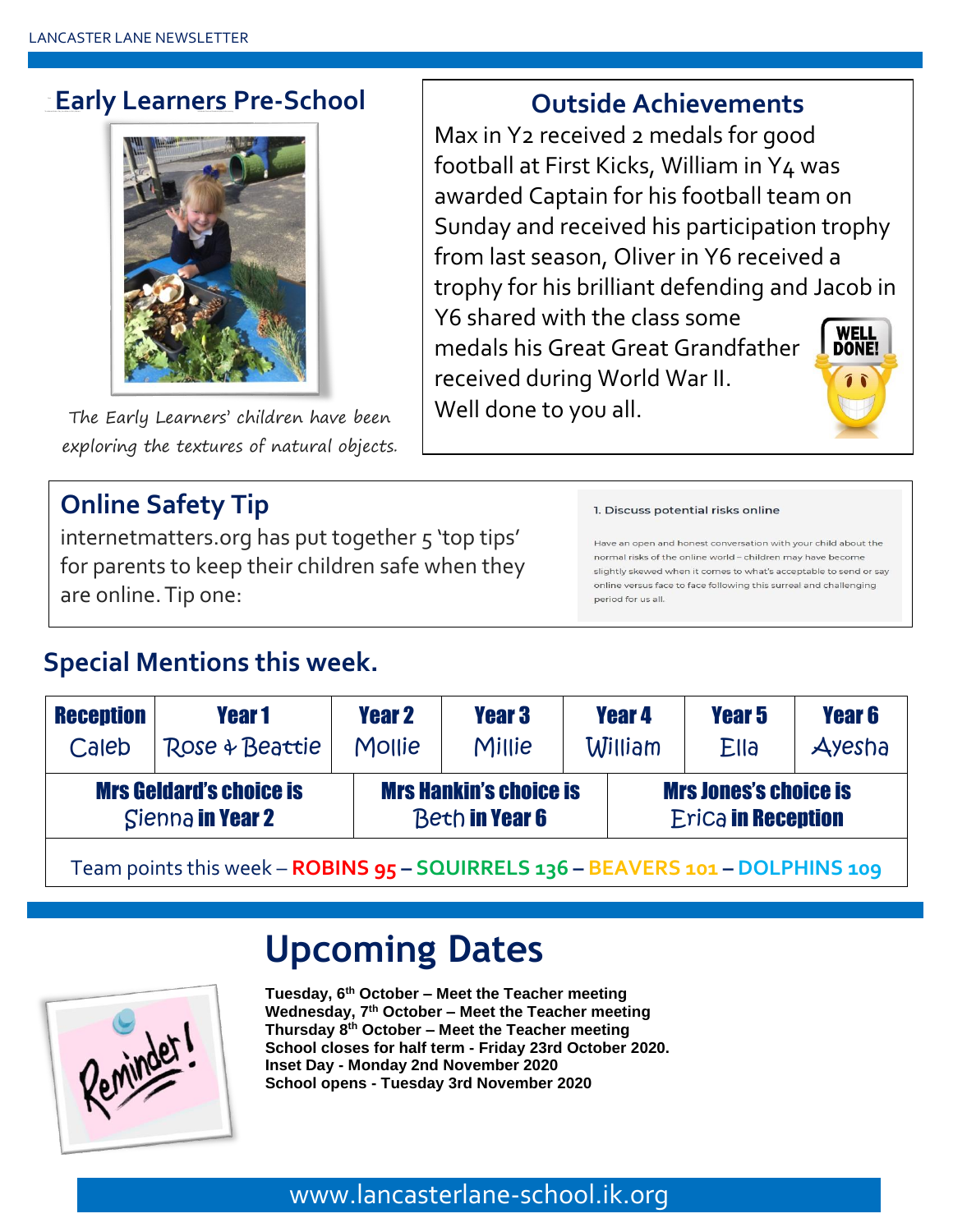## Early Learners Pre-School

The Early Learners' children have been exploring the textures of natural objects.

## Outside Achievements

Max in Y2 received 2 medals for good football at First Kicks, William in Y4 was awarded Captain for his football team on Sunday and received his participation trophy from last season, Oliver in Y6 received a trophy for his brilliant defending and Jacob in Y6 shared with the class some medals his Great Great Grandfather received during World War II.
Well done to you all.

## Online Safety Tip

internetmatters.org has put together 5 'top tips' for parents to keep their children safe when they are online. Tip one:

1. Discuss potential risks online

Have an open and honest conversation with your child about the normal risks of the online world – children may have become slightly skewed when it comes to what's acceptable to send or say online versus face to face following this surreal and challenging period for us all.

## Special Mentions this week.

| Reception | Year 1 | Year 2 | Year 3 | Year 4 | Year 5 | Year 6 |
|---|---|---|---|---|---|---|
| Caleb | Rose & Beattie | Mollie | Millie | William | Ella | Ayesha |

**Mrs Geldard's choice is** Sienna **in Year 2**

**Mrs Hankin's choice is** Beth **in Year 6**

**Mrs Jones's choice is** Erica **in Reception**

Team points this week – **ROBINS 95** – **SQUIRRELS 136** – **BEAVERS 101** – **DOLPHINS 109**

# Upcoming Dates

**Tuesday, 6th October – Meet the Teacher meeting**
**Wednesday, 7th October – Meet the Teacher meeting**
**Thursday 8th October – Meet the Teacher meeting**
**School closes for half term - Friday 23rd October 2020.**
**Inset Day - Monday 2nd November 2020**
**School opens - Tuesday 3rd November 2020**

www.lancasterlane-school.ik.org